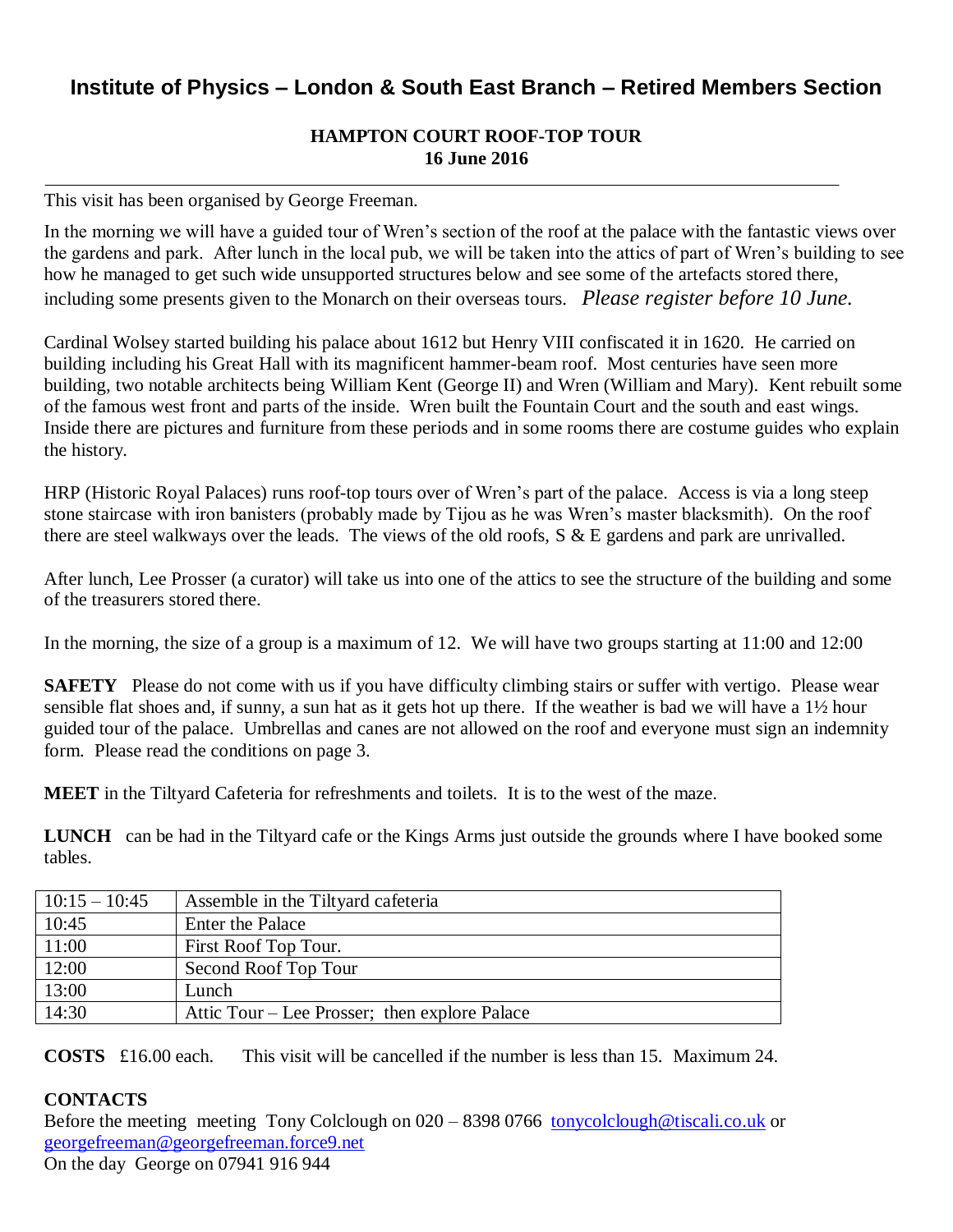# Institute of Physics – London & South East Branch – Retired Members Section

## HAMPTON COURT ROOF-TOP TOUR
**16 June 2016**

---

This visit has been organised by George Freeman.

In the morning we will have a guided tour of Wren's section of the roof at the palace with the fantastic views over the gardens and park. After lunch in the local pub, we will be taken into the attics of part of Wren's building to see how he managed to get such wide unsupported structures below and see some of the artefacts stored there, including some presents given to the Monarch on their overseas tours. *Please register before 10 June.*

Cardinal Wolsey started building his palace about 1612 but Henry VIII confiscated it in 1620. He carried on building including his Great Hall with its magnificent hammer-beam roof. Most centuries have seen more building, two notable architects being William Kent (George II) and Wren (William and Mary). Kent rebuilt some of the famous west front and parts of the inside. Wren built the Fountain Court and the south and east wings. Inside there are pictures and furniture from these periods and in some rooms there are costume guides who explain the history.

HRP (Historic Royal Palaces) runs roof-top tours over of Wren's part of the palace. Access is via a long steep stone staircase with iron banisters (probably made by Tijou as he was Wren's master blacksmith). On the roof there are steel walkways over the leads. The views of the old roofs, S & E gardens and park are unrivalled.

After lunch, Lee Prosser (a curator) will take us into one of the attics to see the structure of the building and some of the treasurers stored there.

In the morning, the size of a group is a maximum of 12. We will have two groups starting at 11:00 and 12:00

**SAFETY** Please do not come with us if you have difficulty climbing stairs or suffer with vertigo. Please wear sensible flat shoes and, if sunny, a sun hat as it gets hot up there. If the weather is bad we will have a 1½ hour guided tour of the palace. Umbrellas and canes are not allowed on the roof and everyone must sign an indemnity form. Please read the conditions on page 3.

**MEET** in the Tiltyard Cafeteria for refreshments and toilets. It is to the west of the maze.

**LUNCH** can be had in the Tiltyard cafe or the Kings Arms just outside the grounds where I have booked some tables.

| | |
|---|---|
| 10:15 – 10:45 | Assemble in the Tiltyard cafeteria |
| 10:45 | Enter the Palace |
| 11:00 | First Roof Top Tour. |
| 12:00 | Second Roof Top Tour |
| 13:00 | Lunch |
| 14:30 | Attic Tour – Lee Prosser; then explore Palace |

**COSTS** £16.00 each. This visit will be cancelled if the number is less than 15. Maximum 24.

**CONTACTS**
Before the meeting meeting Tony Colclough on 020 – 8398 0766 tonycolclough@tiscali.co.uk or georgefreeman@georgefreeman.force9.net
On the day George on 07941 916 944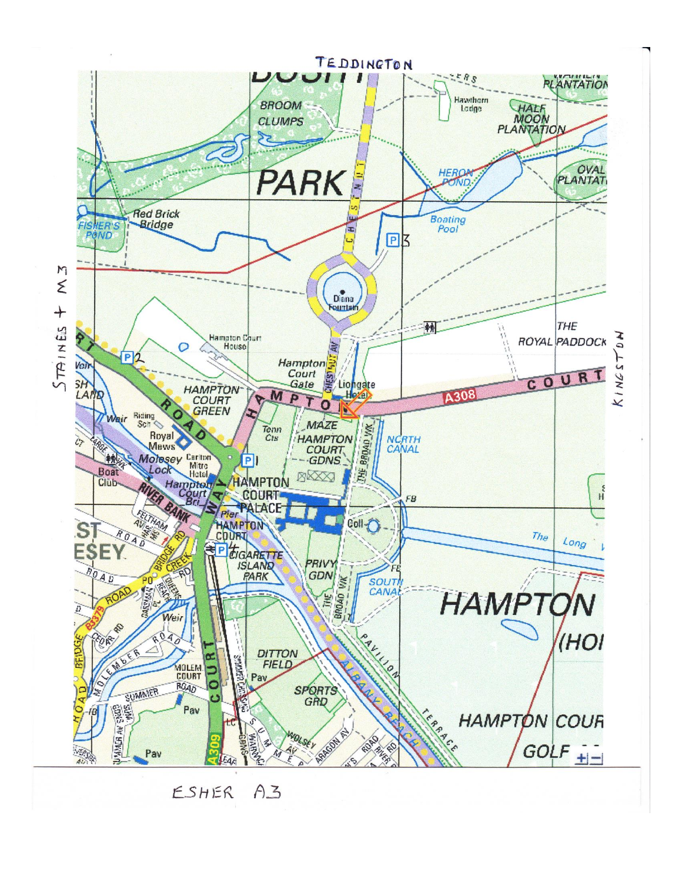TEDDINGTON

STAINES + M3

KINGSTON

ESHER A3

BUSHY PARK

BROOM CLUMPS

Hawthorn Lodge

WARREN PLANTATION

HALF MOON PLANTATION

HERON POND

OVAL PLANTATION

Boating Pool

Red Brick Bridge

FISHER'S POND

CHESTNUT AV

P3

Diana Fountain

THE ROYAL PADDOCK

Hampton Court House

P2

Hampton Court Gate

Liongate Hotel

HAMPTON COURT ROAD

A308

HAMPTON COURT GREEN

Tenn Cts

MAZE

HAMPTON COURT GDNS

THE BROAD WK

NORTH CANAL

Riding Sch

Royal Mews

Molesey Lock

Carlton Mitre Hotel

P1

Weir

Boat Club

RIVER BANK

Hampton Court Bri

HAMPTON COURT PALACE

Pier

HAMPTON COURT

FB

Coll

The Long Water

FELTHAM AV

ROAD

BRIDGE RD

CREEK RD

P4

CIGARETTE ISLAND PARK

PRIVY GDN

SOUTH CANAL

HAMPTON (HOME PARK)

EAST MOLESEY

ROAD

B3379

QUEENS REACH

GARDEN RD

Weir

CEDAR RD

MOLEMBER ROAD

MOLEM. COURT

ROAD

SUMMER

Pav

A309

HAMPTON COURT WAY

DITTON FIELD

Pav

SPORTS GRD

PAVILION TERRACE

ALBANY REACH

WOLSEY AV

ARAGON AV

RIVER RD

HAMPTON COURT GOLF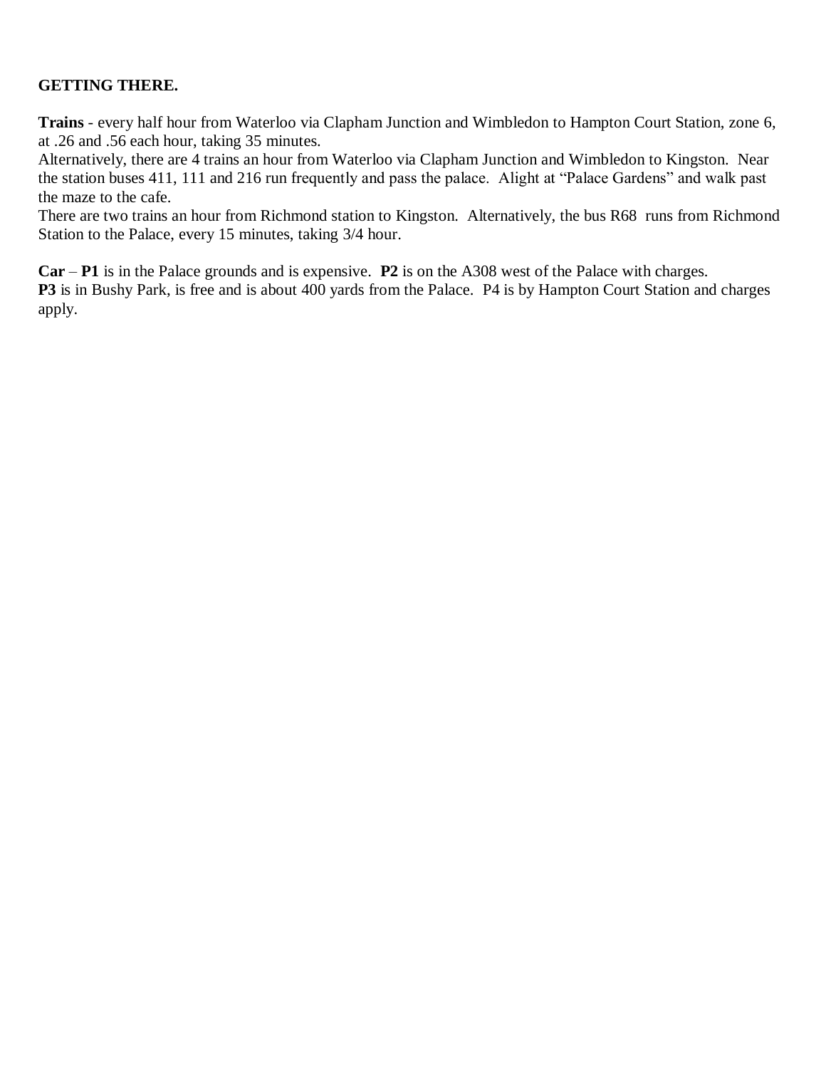**GETTING THERE.**

**Trains** - every half hour from Waterloo via Clapham Junction and Wimbledon to Hampton Court Station, zone 6, at .26 and .56 each hour, taking 35 minutes.
Alternatively, there are 4 trains an hour from Waterloo via Clapham Junction and Wimbledon to Kingston. Near the station buses 411, 111 and 216 run frequently and pass the palace. Alight at "Palace Gardens" and walk past the maze to the cafe.
There are two trains an hour from Richmond station to Kingston. Alternatively, the bus R68 runs from Richmond Station to the Palace, every 15 minutes, taking 3/4 hour.

**Car** – **P1** is in the Palace grounds and is expensive. **P2** is on the A308 west of the Palace with charges.
**P3** is in Bushy Park, is free and is about 400 yards from the Palace. P4 is by Hampton Court Station and charges apply.